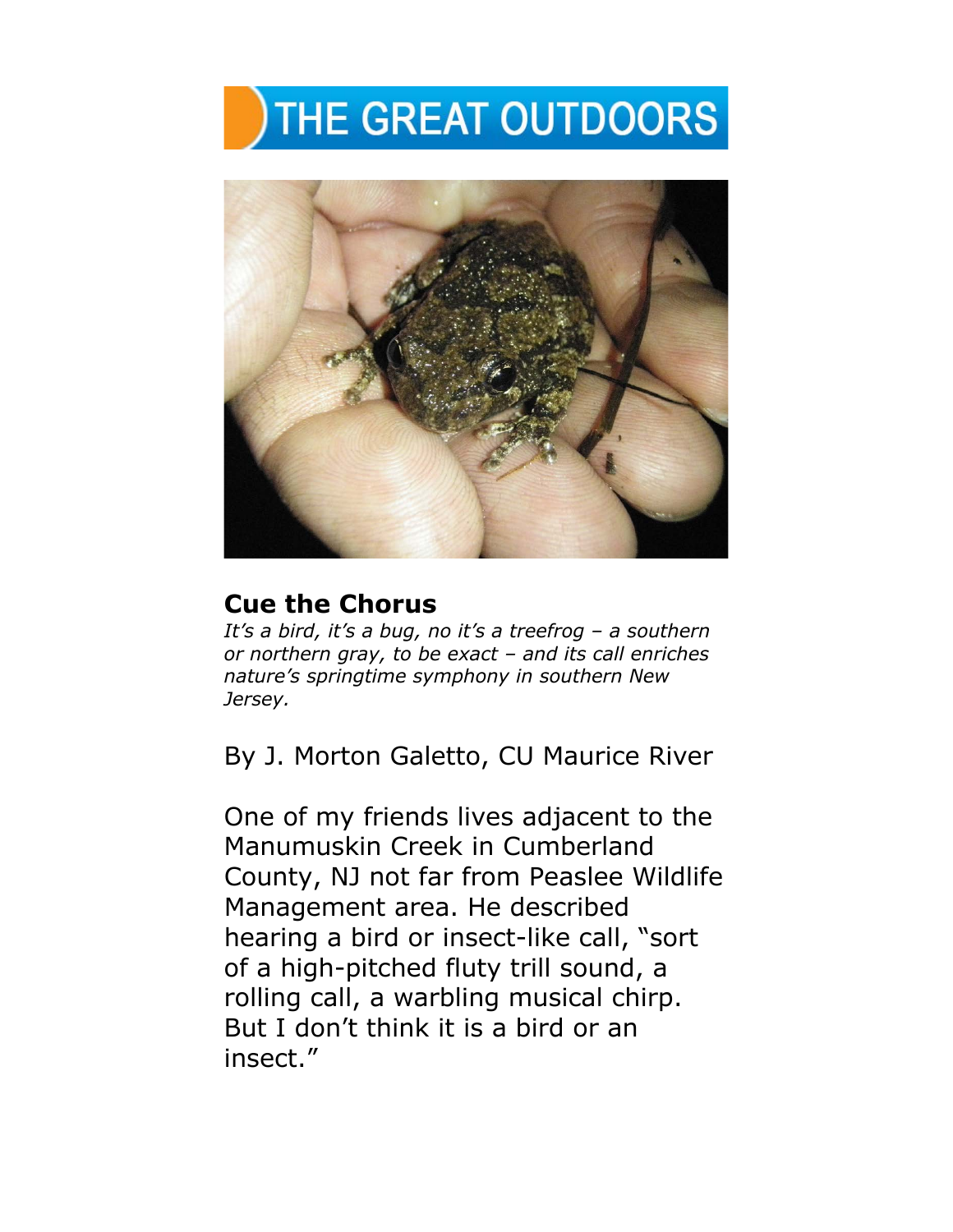# THE GREAT OUTDOORS

## Cue the Chorus

*It's a bird, it's a bug, no it's a treefrog – a southern or northern gray, to be exact – and its call enriches nature's springtime symphony in southern New Jersey.*

By J. Morton Galetto, CU Maurice River

One of my friends lives adjacent to the Manumuskin Creek in Cumberland County, NJ not far from Peaslee Wildlife Management area. He described hearing a bird or insect-like call, "sort of a high-pitched fluty trill sound, a rolling call, a warbling musical chirp. But I don't think it is a bird or an insect."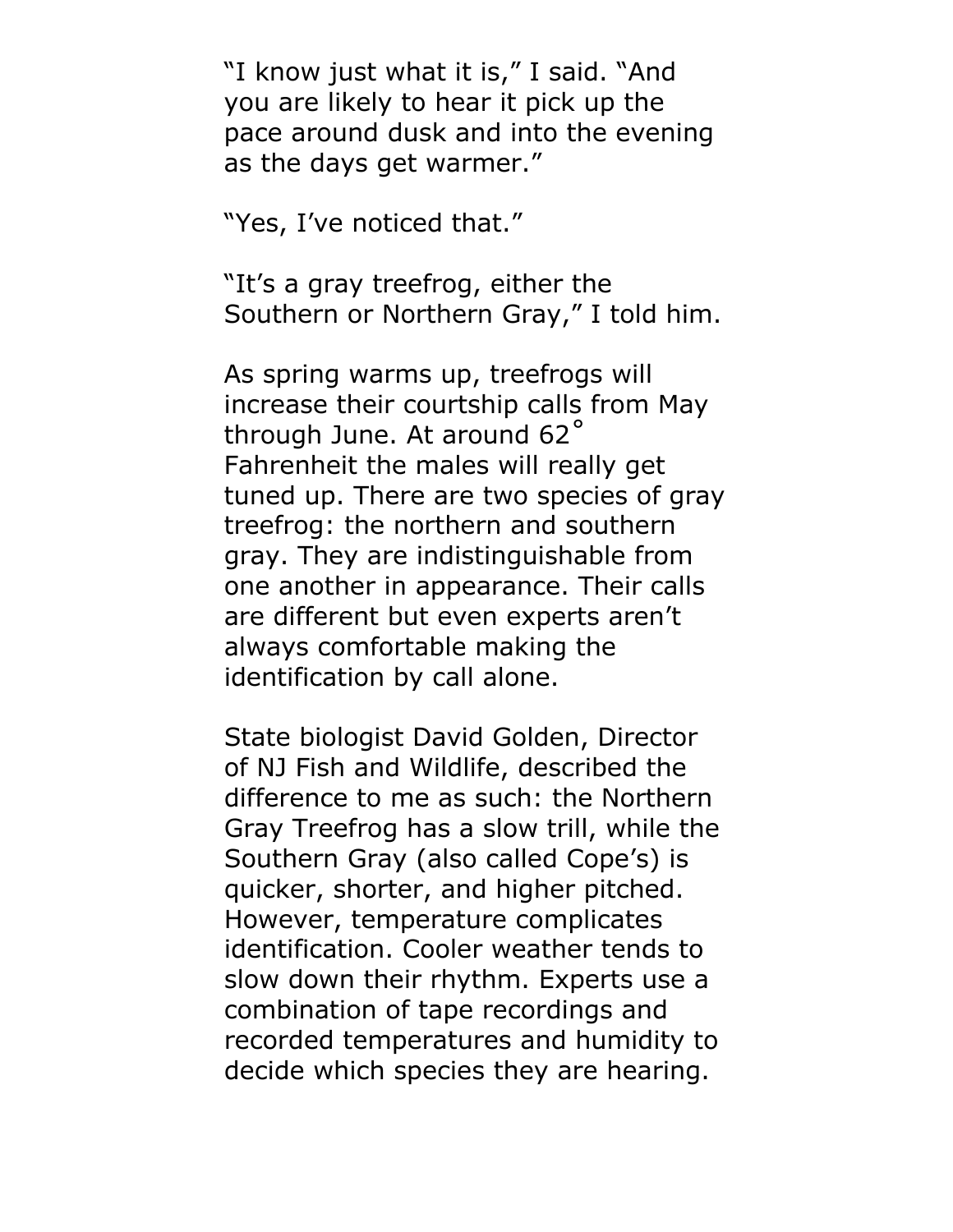"I know just what it is," I said. "And you are likely to hear it pick up the pace around dusk and into the evening as the days get warmer."

"Yes, I've noticed that."

"It's a gray treefrog, either the Southern or Northern Gray," I told him.

As spring warms up, treefrogs will increase their courtship calls from May through June. At around 62° Fahrenheit the males will really get tuned up. There are two species of gray treefrog: the northern and southern gray. They are indistinguishable from one another in appearance. Their calls are different but even experts aren't always comfortable making the identification by call alone.

State biologist David Golden, Director of NJ Fish and Wildlife, described the difference to me as such: the Northern Gray Treefrog has a slow trill, while the Southern Gray (also called Cope's) is quicker, shorter, and higher pitched. However, temperature complicates identification. Cooler weather tends to slow down their rhythm. Experts use a combination of tape recordings and recorded temperatures and humidity to decide which species they are hearing.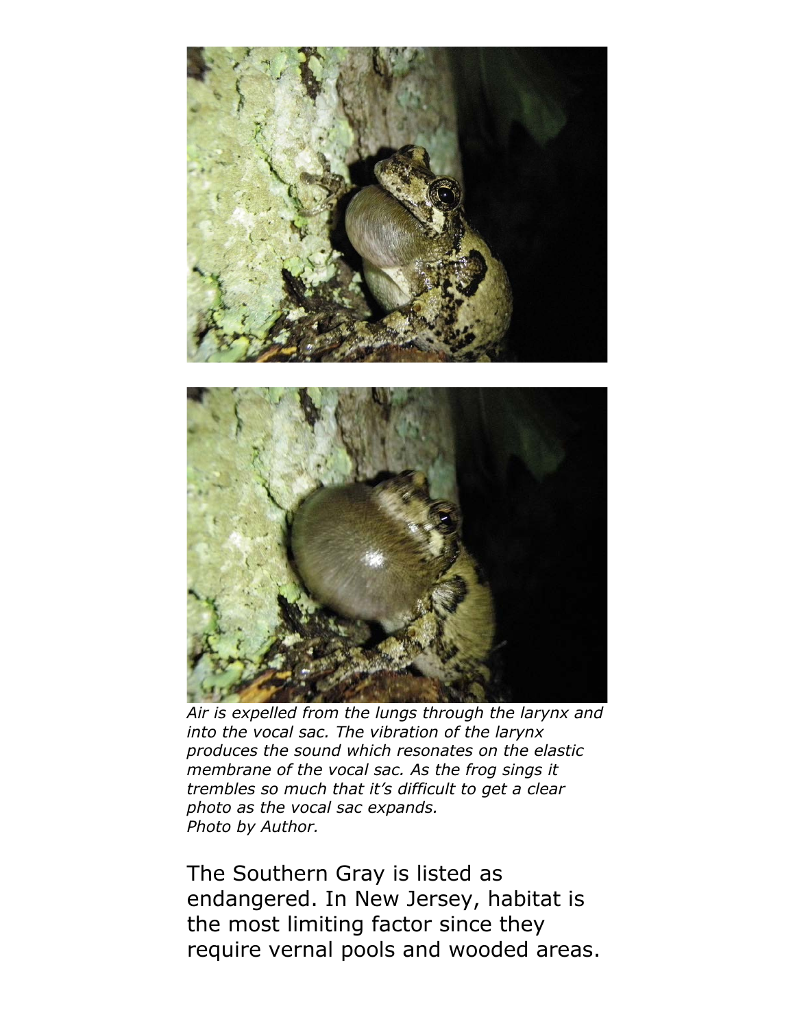*Air is expelled from the lungs through the larynx and into the vocal sac. The vibration of the larynx produces the sound which resonates on the elastic membrane of the vocal sac. As the frog sings it trembles so much that it's difficult to get a clear photo as the vocal sac expands.*
*Photo by Author.*

The Southern Gray is listed as endangered. In New Jersey, habitat is the most limiting factor since they require vernal pools and wooded areas.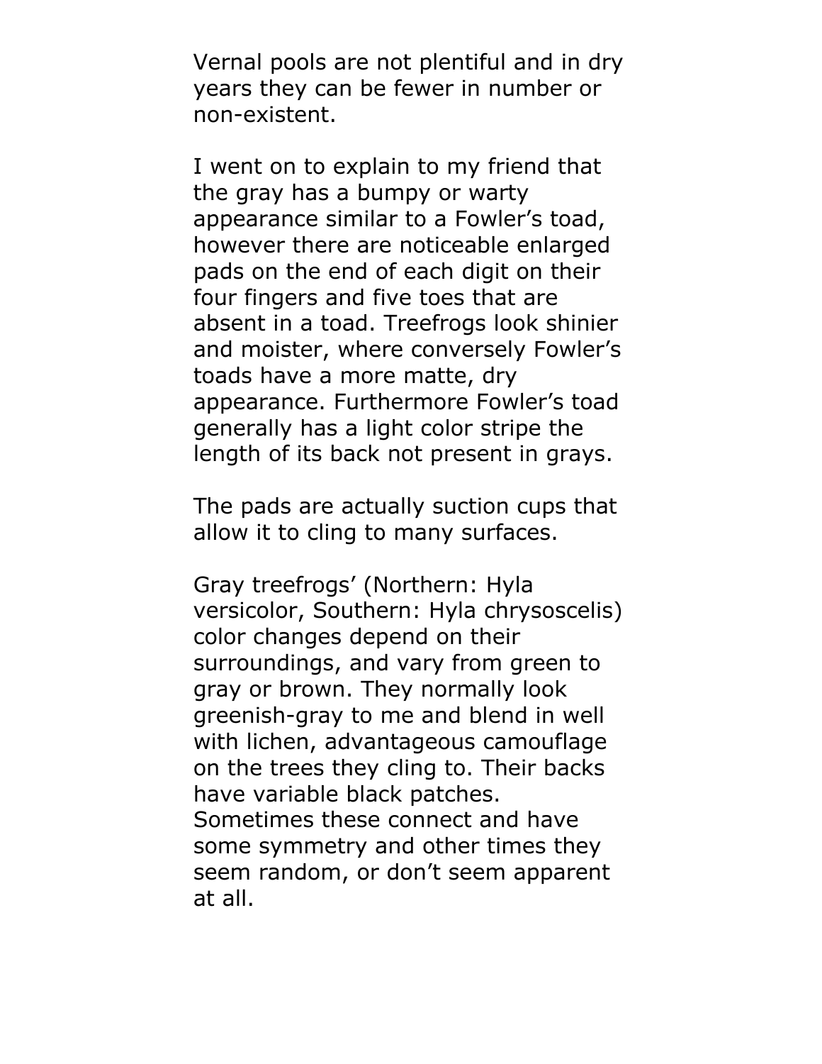Vernal pools are not plentiful and in dry years they can be fewer in number or non-existent.

I went on to explain to my friend that the gray has a bumpy or warty appearance similar to a Fowler's toad, however there are noticeable enlarged pads on the end of each digit on their four fingers and five toes that are absent in a toad. Treefrogs look shinier and moister, where conversely Fowler's toads have a more matte, dry appearance. Furthermore Fowler's toad generally has a light color stripe the length of its back not present in grays.

The pads are actually suction cups that allow it to cling to many surfaces.

Gray treefrogs' (Northern: Hyla versicolor, Southern: Hyla chrysoscelis) color changes depend on their surroundings, and vary from green to gray or brown. They normally look greenish-gray to me and blend in well with lichen, advantageous camouflage on the trees they cling to. Their backs have variable black patches. Sometimes these connect and have some symmetry and other times they seem random, or don't seem apparent at all.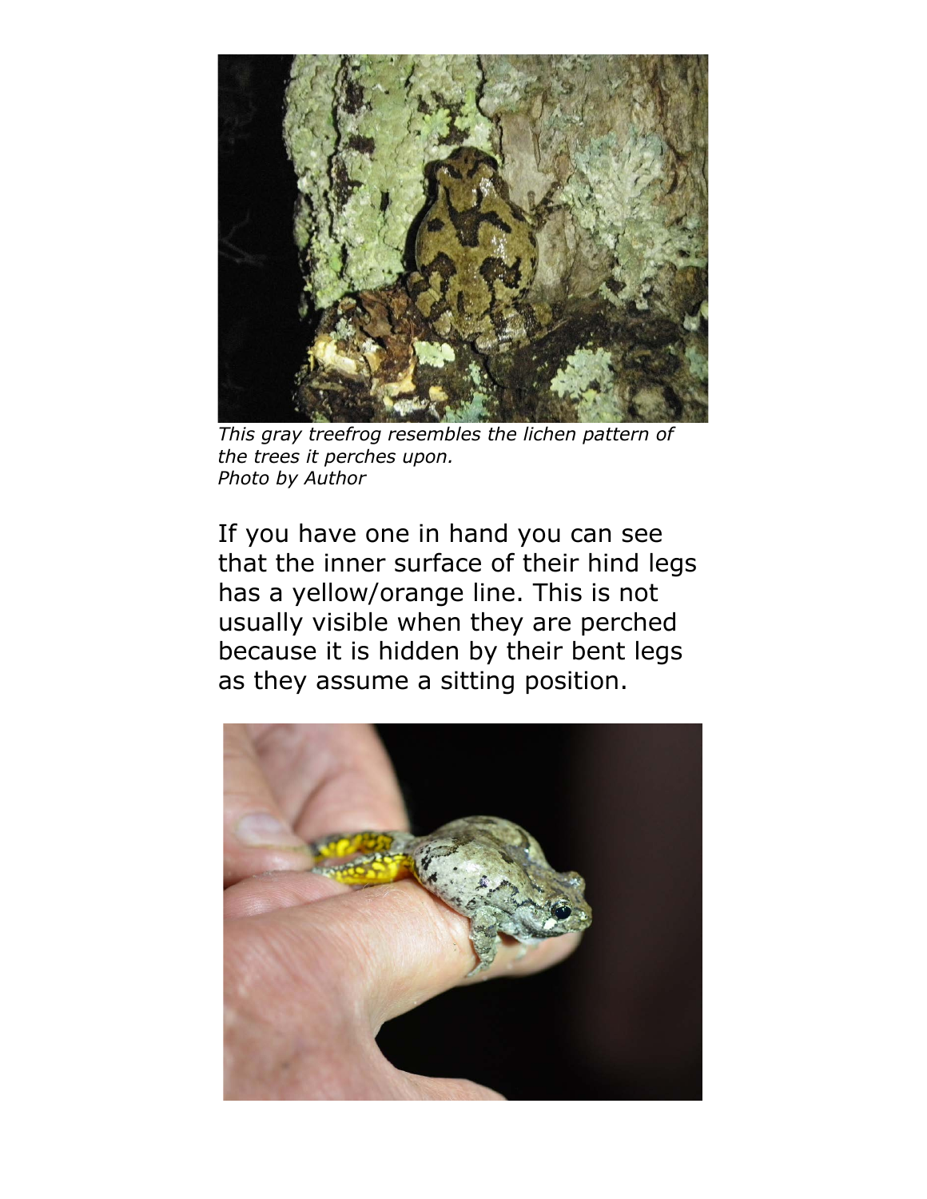*This gray treefrog resembles the lichen pattern of the trees it perches upon.*
*Photo by Author*

If you have one in hand you can see that the inner surface of their hind legs has a yellow/orange line. This is not usually visible when they are perched because it is hidden by their bent legs as they assume a sitting position.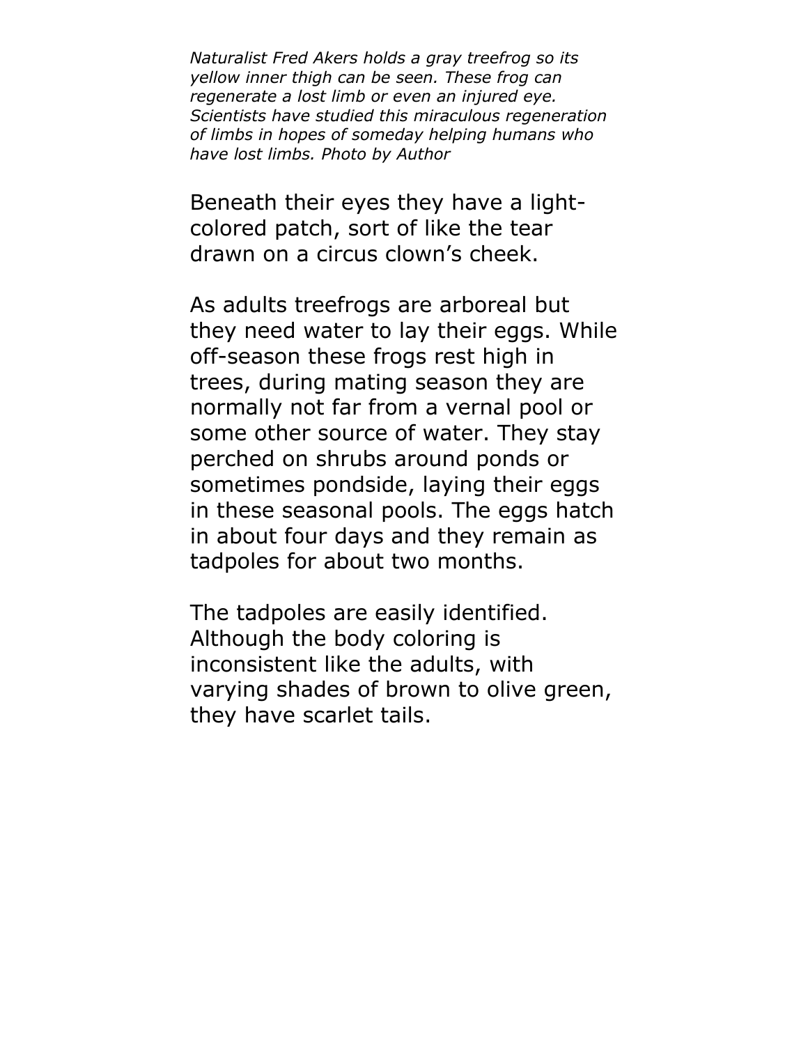*Naturalist Fred Akers holds a gray treefrog so its yellow inner thigh can be seen. These frog can regenerate a lost limb or even an injured eye. Scientists have studied this miraculous regeneration of limbs in hopes of someday helping humans who have lost limbs. Photo by Author*

Beneath their eyes they have a light-colored patch, sort of like the tear drawn on a circus clown's cheek.

As adults treefrogs are arboreal but they need water to lay their eggs. While off-season these frogs rest high in trees, during mating season they are normally not far from a vernal pool or some other source of water. They stay perched on shrubs around ponds or sometimes pondside, laying their eggs in these seasonal pools. The eggs hatch in about four days and they remain as tadpoles for about two months.

The tadpoles are easily identified. Although the body coloring is inconsistent like the adults, with varying shades of brown to olive green, they have scarlet tails.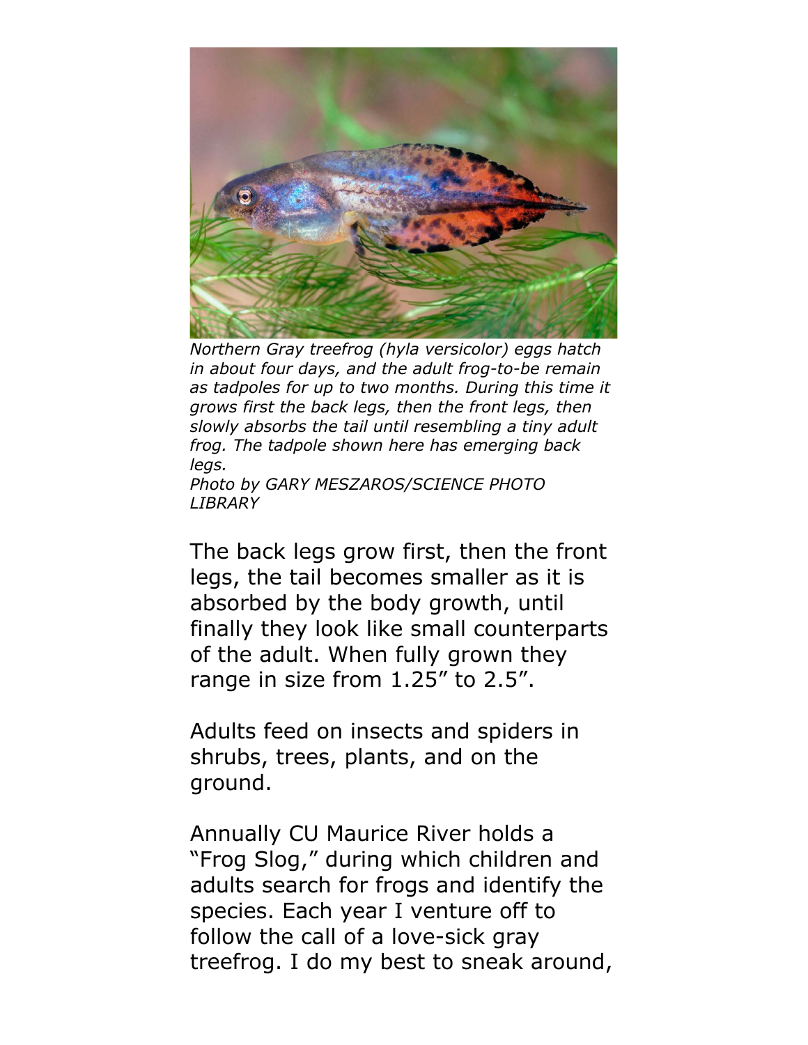*Northern Gray treefrog (hyla versicolor) eggs hatch in about four days, and the adult frog-to-be remain as tadpoles for up to two months. During this time it grows first the back legs, then the front legs, then slowly absorbs the tail until resembling a tiny adult frog. The tadpole shown here has emerging back legs.*
*Photo by GARY MESZAROS/SCIENCE PHOTO LIBRARY*

The back legs grow first, then the front legs, the tail becomes smaller as it is absorbed by the body growth, until finally they look like small counterparts of the adult. When fully grown they range in size from 1.25" to 2.5".

Adults feed on insects and spiders in shrubs, trees, plants, and on the ground.

Annually CU Maurice River holds a "Frog Slog," during which children and adults search for frogs and identify the species. Each year I venture off to follow the call of a love-sick gray treefrog. I do my best to sneak around,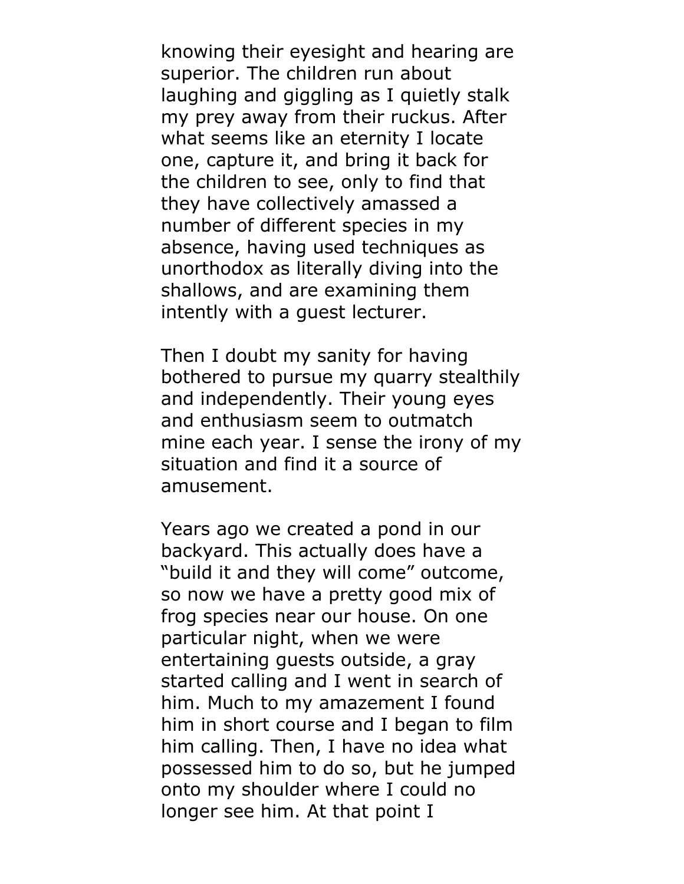knowing their eyesight and hearing are superior. The children run about laughing and giggling as I quietly stalk my prey away from their ruckus. After what seems like an eternity I locate one, capture it, and bring it back for the children to see, only to find that they have collectively amassed a number of different species in my absence, having used techniques as unorthodox as literally diving into the shallows, and are examining them intently with a guest lecturer.

Then I doubt my sanity for having bothered to pursue my quarry stealthily and independently. Their young eyes and enthusiasm seem to outmatch mine each year. I sense the irony of my situation and find it a source of amusement.

Years ago we created a pond in our backyard. This actually does have a "build it and they will come" outcome, so now we have a pretty good mix of frog species near our house. On one particular night, when we were entertaining guests outside, a gray started calling and I went in search of him. Much to my amazement I found him in short course and I began to film him calling. Then, I have no idea what possessed him to do so, but he jumped onto my shoulder where I could no longer see him. At that point I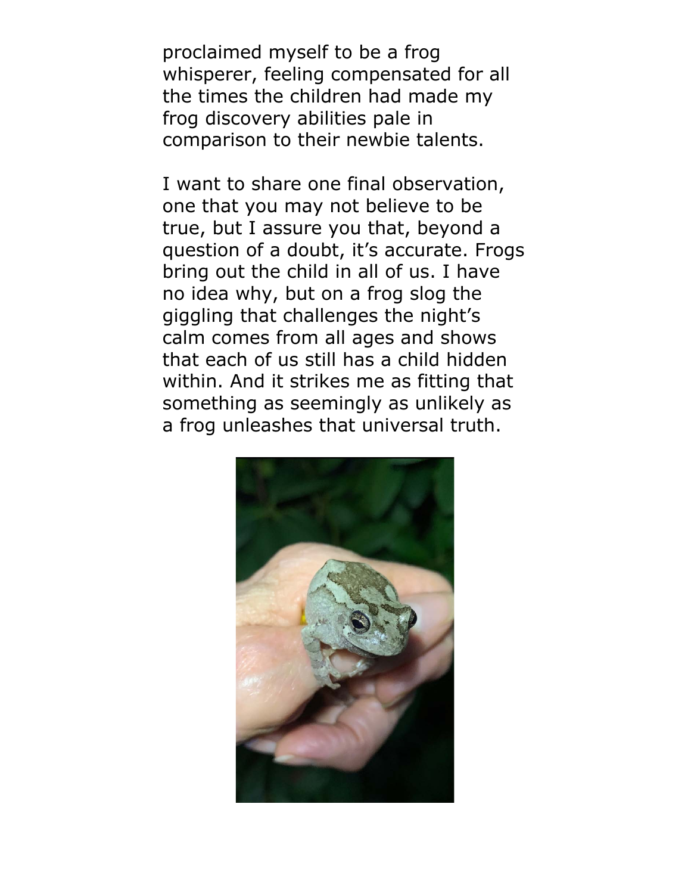proclaimed myself to be a frog whisperer, feeling compensated for all the times the children had made my frog discovery abilities pale in comparison to their newbie talents.

I want to share one final observation, one that you may not believe to be true, but I assure you that, beyond a question of a doubt, it's accurate. Frogs bring out the child in all of us. I have no idea why, but on a frog slog the giggling that challenges the night's calm comes from all ages and shows that each of us still has a child hidden within. And it strikes me as fitting that something as seemingly as unlikely as a frog unleashes that universal truth.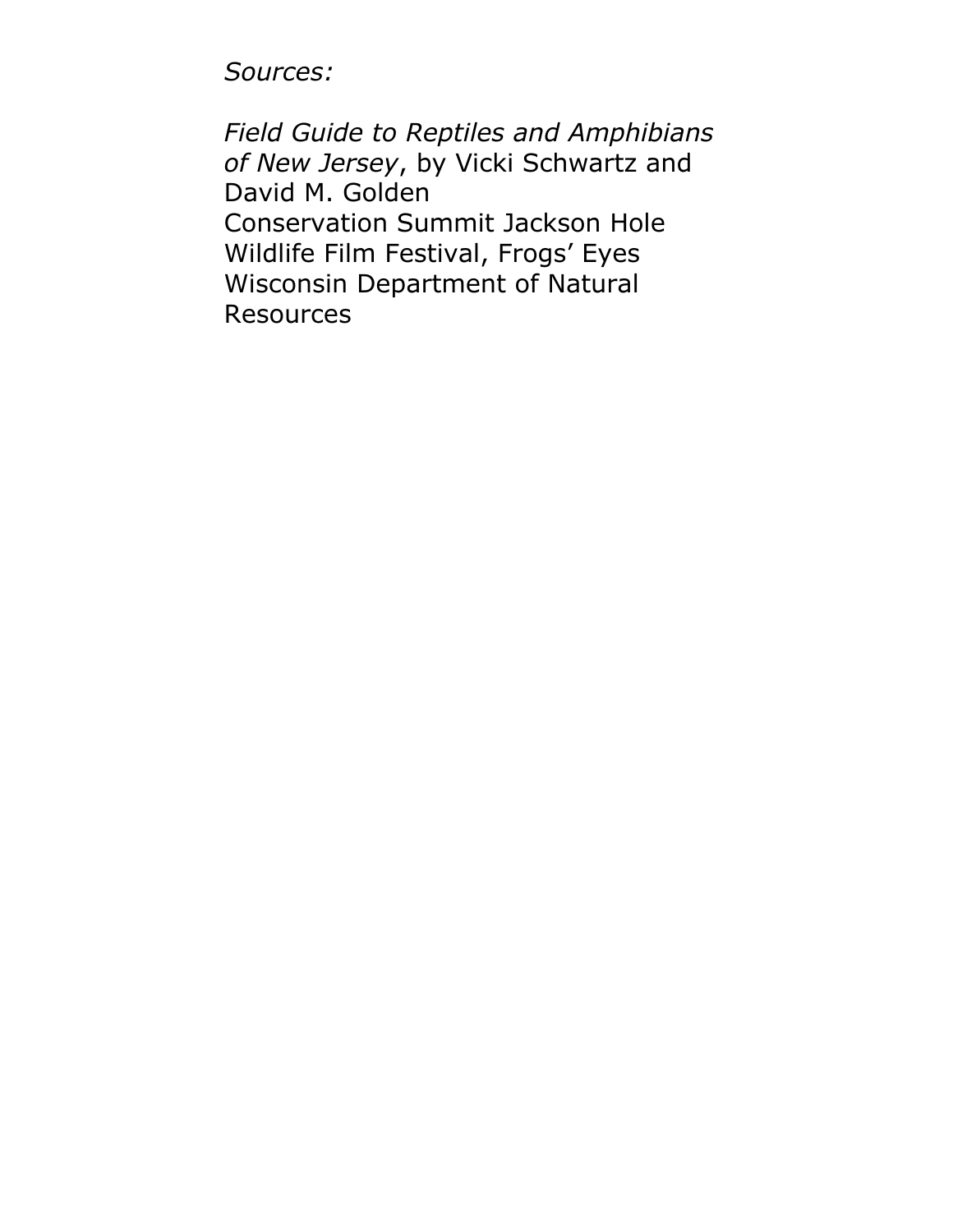*Sources:*

*Field Guide to Reptiles and Amphibians of New Jersey*, by Vicki Schwartz and David M. Golden
Conservation Summit Jackson Hole Wildlife Film Festival, Frogs' Eyes
Wisconsin Department of Natural Resources